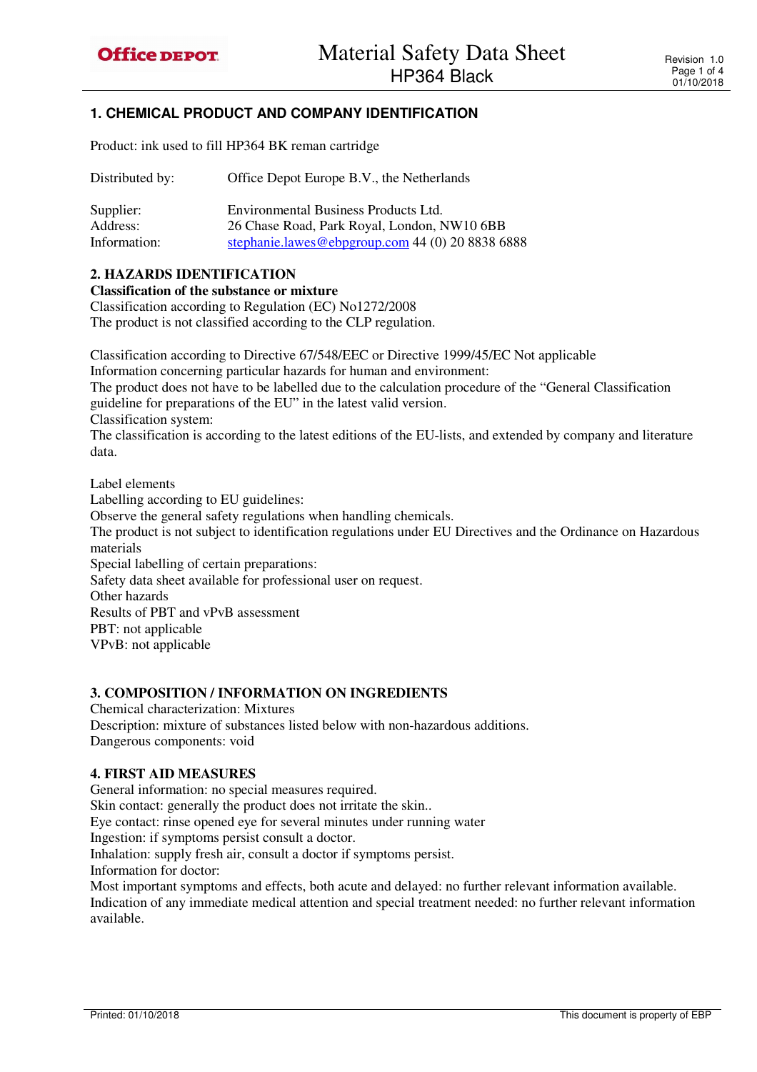# Material Safety Data Sheet
## HP364 Black

## 1. CHEMICAL PRODUCT AND COMPANY IDENTIFICATION

Product: ink used to fill HP364 BK reman cartridge

| | |
|---|---|
| Distributed by: | Office Depot Europe B.V., the Netherlands |
| Supplier: | Environmental Business Products Ltd. |
| Address: | 26 Chase Road, Park Royal, London, NW10 6BB |
| Information: | stephanie.lawes@ebpgroup.com 44 (0) 20 8838 6888 |

## 2. HAZARDS IDENTIFICATION

**Classification of the substance or mixture**

Classification according to Regulation (EC) No1272/2008
The product is not classified according to the CLP regulation.

Classification according to Directive 67/548/EEC or Directive 1999/45/EC Not applicable
Information concerning particular hazards for human and environment:
The product does not have to be labelled due to the calculation procedure of the "General Classification guideline for preparations of the EU" in the latest valid version.
Classification system:
The classification is according to the latest editions of the EU-lists, and extended by company and literature data.

Label elements
Labelling according to EU guidelines:
Observe the general safety regulations when handling chemicals.
The product is not subject to identification regulations under EU Directives and the Ordinance on Hazardous materials
Special labelling of certain preparations:
Safety data sheet available for professional user on request.
Other hazards
Results of PBT and vPvB assessment
PBT: not applicable
VPvB: not applicable

## 3. COMPOSITION / INFORMATION ON INGREDIENTS

Chemical characterization: Mixtures
Description: mixture of substances listed below with non-hazardous additions.
Dangerous components: void

## 4. FIRST AID MEASURES

General information: no special measures required.
Skin contact: generally the product does not irritate the skin..
Eye contact: rinse opened eye for several minutes under running water
Ingestion: if symptoms persist consult a doctor.
Inhalation: supply fresh air, consult a doctor if symptoms persist.
Information for doctor:
Most important symptoms and effects, both acute and delayed: no further relevant information available.
Indication of any immediate medical attention and special treatment needed: no further relevant information available.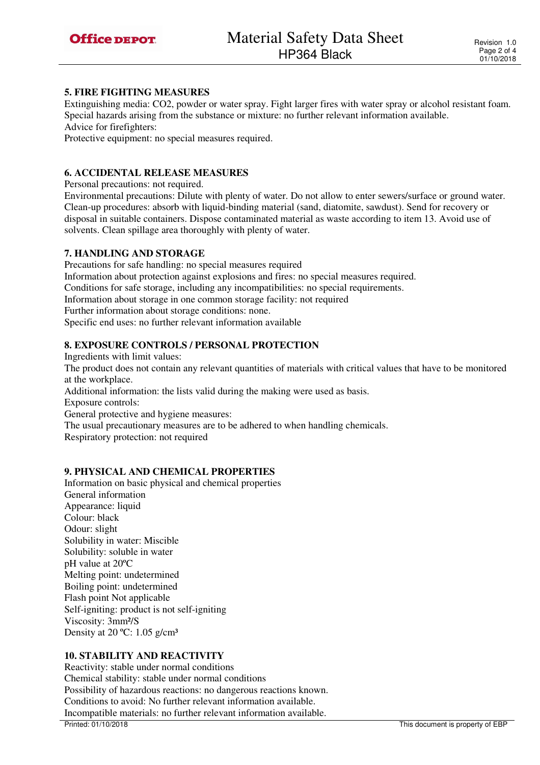## 5. FIRE FIGHTING MEASURES

Extinguishing media: $CO_2$, powder or water spray. Fight larger fires with water spray or alcohol resistant foam.
Special hazards arising from the substance or mixture: no further relevant information available.
Advice for firefighters:
Protective equipment: no special measures required.

## 6. ACCIDENTAL RELEASE MEASURES

Personal precautions: not required.
Environmental precautions: Dilute with plenty of water. Do not allow to enter sewers/surface or ground water.
Clean-up procedures: absorb with liquid-binding material (sand, diatomite, sawdust). Send for recovery or disposal in suitable containers. Dispose contaminated material as waste according to item 13. Avoid use of solvents. Clean spillage area thoroughly with plenty of water.

## 7. HANDLING AND STORAGE

Precautions for safe handling: no special measures required
Information about protection against explosions and fires: no special measures required.
Conditions for safe storage, including any incompatibilities: no special requirements.
Information about storage in one common storage facility: not required
Further information about storage conditions: none.
Specific end uses: no further relevant information available

## 8. EXPOSURE CONTROLS / PERSONAL PROTECTION

Ingredients with limit values:
The product does not contain any relevant quantities of materials with critical values that have to be monitored at the workplace.
Additional information: the lists valid during the making were used as basis.
Exposure controls:
General protective and hygiene measures:
The usual precautionary measures are to be adhered to when handling chemicals.
Respiratory protection: not required

## 9. PHYSICAL AND CHEMICAL PROPERTIES

Information on basic physical and chemical properties
General information
Appearance: liquid
Colour: black
Odour: slight
Solubility in water: Miscible
Solubility: soluble in water
pH value at 20ºC
Melting point: undetermined
Boiling point: undetermined
Flash point Not applicable
Self-igniting: product is not self-igniting
Viscosity: 3mm²/S
Density at 20 ºC: 1.05 g/cm³

## 10. STABILITY AND REACTIVITY

Reactivity: stable under normal conditions
Chemical stability: stable under normal conditions
Possibility of hazardous reactions: no dangerous reactions known.
Conditions to avoid: No further relevant information available.
Incompatible materials: no further relevant information available.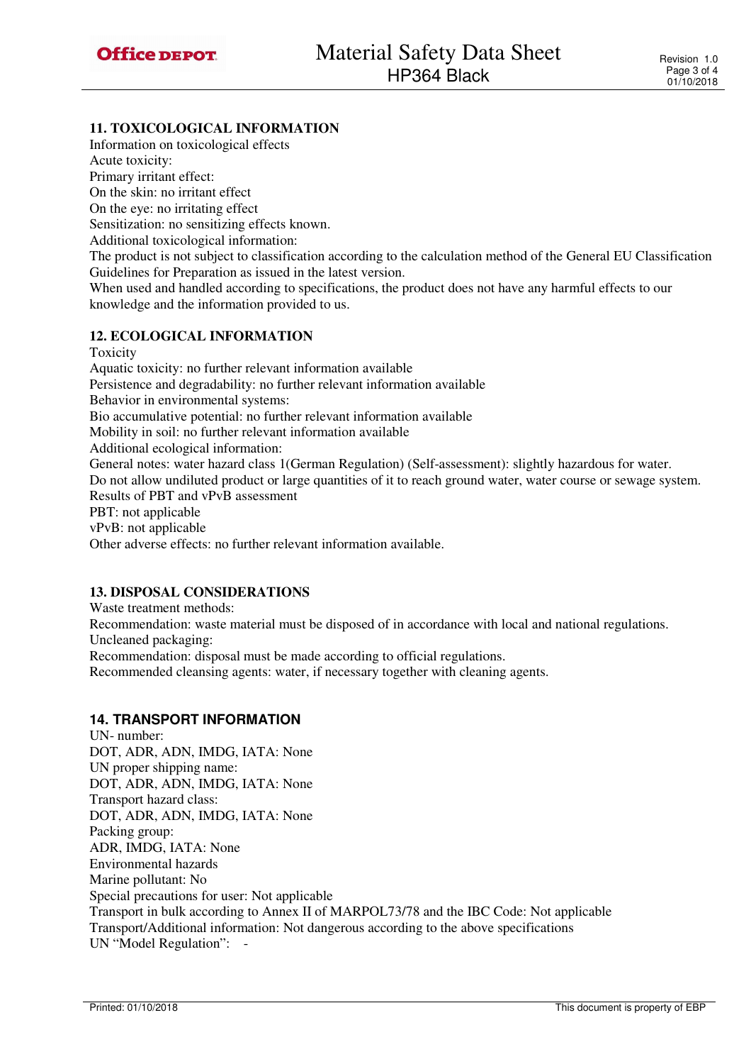## 11. TOXICOLOGICAL INFORMATION

Information on toxicological effects
Acute toxicity:
Primary irritant effect:
On the skin: no irritant effect
On the eye: no irritating effect
Sensitization: no sensitizing effects known.
Additional toxicological information:
The product is not subject to classification according to the calculation method of the General EU Classification Guidelines for Preparation as issued in the latest version.
When used and handled according to specifications, the product does not have any harmful effects to our knowledge and the information provided to us.

## 12. ECOLOGICAL INFORMATION

Toxicity
Aquatic toxicity: no further relevant information available
Persistence and degradability: no further relevant information available
Behavior in environmental systems:
Bio accumulative potential: no further relevant information available
Mobility in soil: no further relevant information available
Additional ecological information:
General notes: water hazard class 1(German Regulation) (Self-assessment): slightly hazardous for water.
Do not allow undiluted product or large quantities of it to reach ground water, water course or sewage system.
Results of PBT and vPvB assessment
PBT: not applicable
vPvB: not applicable
Other adverse effects: no further relevant information available.

## 13. DISPOSAL CONSIDERATIONS

Waste treatment methods:
Recommendation: waste material must be disposed of in accordance with local and national regulations.
Uncleaned packaging:
Recommendation: disposal must be made according to official regulations.
Recommended cleansing agents: water, if necessary together with cleaning agents.

## 14. TRANSPORT INFORMATION

UN- number:
DOT, ADR, ADN, IMDG, IATA: None
UN proper shipping name:
DOT, ADR, ADN, IMDG, IATA: None
Transport hazard class:
DOT, ADR, ADN, IMDG, IATA: None
Packing group:
ADR, IMDG, IATA: None
Environmental hazards
Marine pollutant: No
Special precautions for user: Not applicable
Transport in bulk according to Annex II of MARPOL73/78 and the IBC Code: Not applicable
Transport/Additional information: Not dangerous according to the above specifications
UN "Model Regulation": -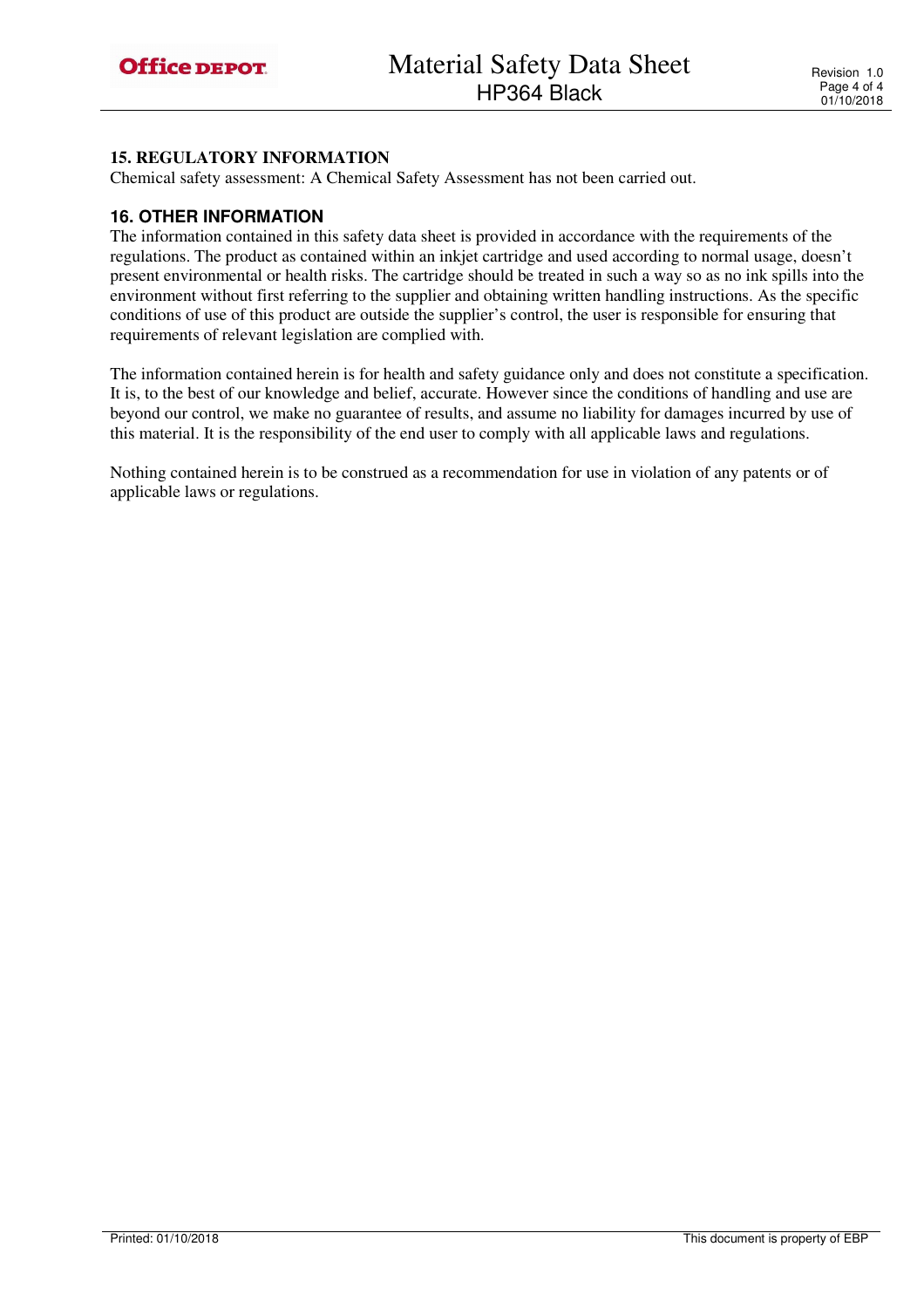## 15. REGULATORY INFORMATION

Chemical safety assessment: A Chemical Safety Assessment has not been carried out.

## 16. OTHER INFORMATION

The information contained in this safety data sheet is provided in accordance with the requirements of the regulations. The product as contained within an inkjet cartridge and used according to normal usage, doesn't present environmental or health risks. The cartridge should be treated in such a way so as no ink spills into the environment without first referring to the supplier and obtaining written handling instructions. As the specific conditions of use of this product are outside the supplier's control, the user is responsible for ensuring that requirements of relevant legislation are complied with.

The information contained herein is for health and safety guidance only and does not constitute a specification. It is, to the best of our knowledge and belief, accurate. However since the conditions of handling and use are beyond our control, we make no guarantee of results, and assume no liability for damages incurred by use of this material. It is the responsibility of the end user to comply with all applicable laws and regulations.

Nothing contained herein is to be construed as a recommendation for use in violation of any patents or of applicable laws or regulations.